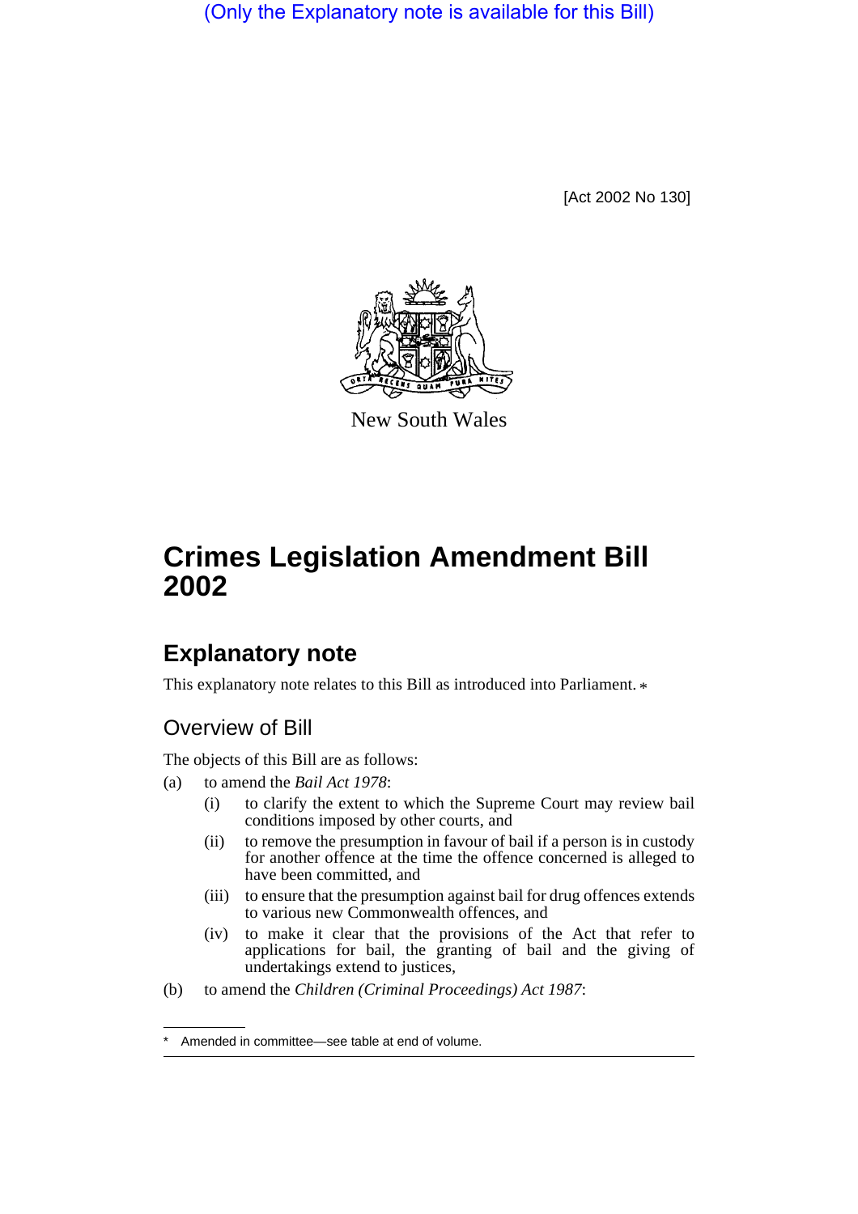(Only the Explanatory note is available for this Bill)

[Act 2002 No 130]

New South Wales

# Crimes Legislation Amendment Bill 2002

## Explanatory note

This explanatory note relates to this Bill as introduced into Parliament. *

### Overview of Bill

The objects of this Bill are as follows:

(a) to amend the *Bail Act 1978*:

(i) to clarify the extent to which the Supreme Court may review bail conditions imposed by other courts, and

(ii) to remove the presumption in favour of bail if a person is in custody for another offence at the time the offence concerned is alleged to have been committed, and

(iii) to ensure that the presumption against bail for drug offences extends to various new Commonwealth offences, and

(iv) to make it clear that the provisions of the Act that refer to applications for bail, the granting of bail and the giving of undertakings extend to justices,

(b) to amend the *Children (Criminal Proceedings) Act 1987*:

* Amended in committee—see table at end of volume.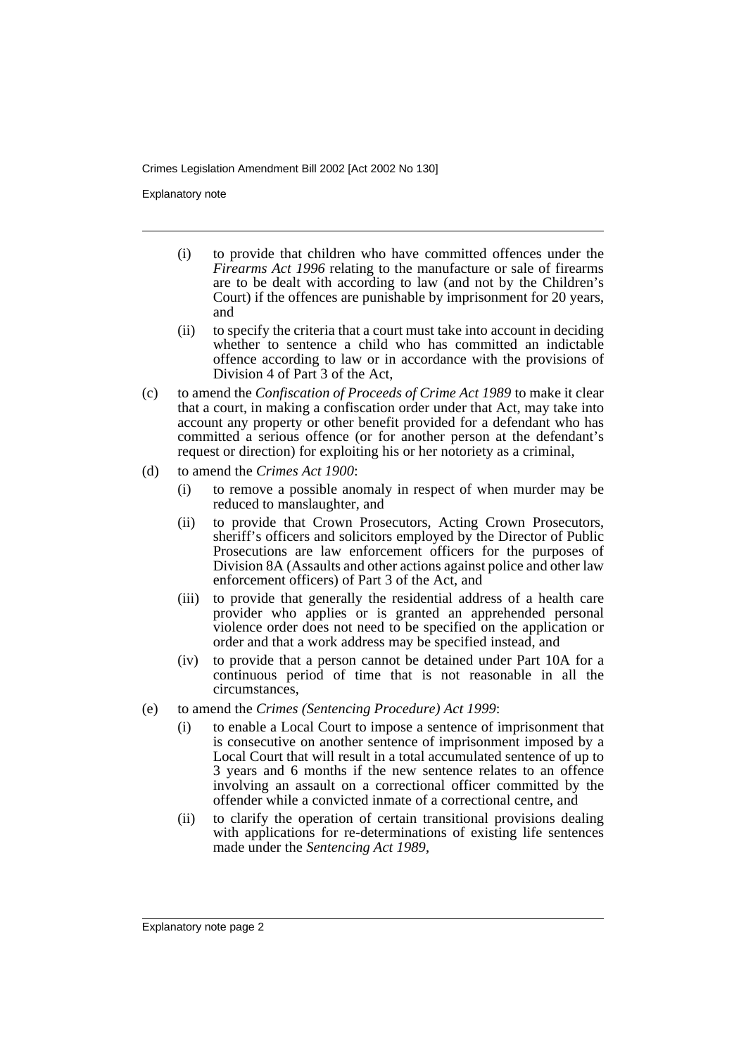- (i) to provide that children who have committed offences under the *Firearms Act 1996* relating to the manufacture or sale of firearms are to be dealt with according to law (and not by the Children's Court) if the offences are punishable by imprisonment for 20 years, and
- (ii) to specify the criteria that a court must take into account in deciding whether to sentence a child who has committed an indictable offence according to law or in accordance with the provisions of Division 4 of Part 3 of the Act,

(c) to amend the *Confiscation of Proceeds of Crime Act 1989* to make it clear that a court, in making a confiscation order under that Act, may take into account any property or other benefit provided for a defendant who has committed a serious offence (or for another person at the defendant's request or direction) for exploiting his or her notoriety as a criminal,

(d) to amend the *Crimes Act 1900*:

- (i) to remove a possible anomaly in respect of when murder may be reduced to manslaughter, and
- (ii) to provide that Crown Prosecutors, Acting Crown Prosecutors, sheriff's officers and solicitors employed by the Director of Public Prosecutions are law enforcement officers for the purposes of Division 8A (Assaults and other actions against police and other law enforcement officers) of Part 3 of the Act, and
- (iii) to provide that generally the residential address of a health care provider who applies or is granted an apprehended personal violence order does not need to be specified on the application or order and that a work address may be specified instead, and
- (iv) to provide that a person cannot be detained under Part 10A for a continuous period of time that is not reasonable in all the circumstances,

(e) to amend the *Crimes (Sentencing Procedure) Act 1999*:

- (i) to enable a Local Court to impose a sentence of imprisonment that is consecutive on another sentence of imprisonment imposed by a Local Court that will result in a total accumulated sentence of up to 3 years and 6 months if the new sentence relates to an offence involving an assault on a correctional officer committed by the offender while a convicted inmate of a correctional centre, and
- (ii) to clarify the operation of certain transitional provisions dealing with applications for re-determinations of existing life sentences made under the *Sentencing Act 1989*,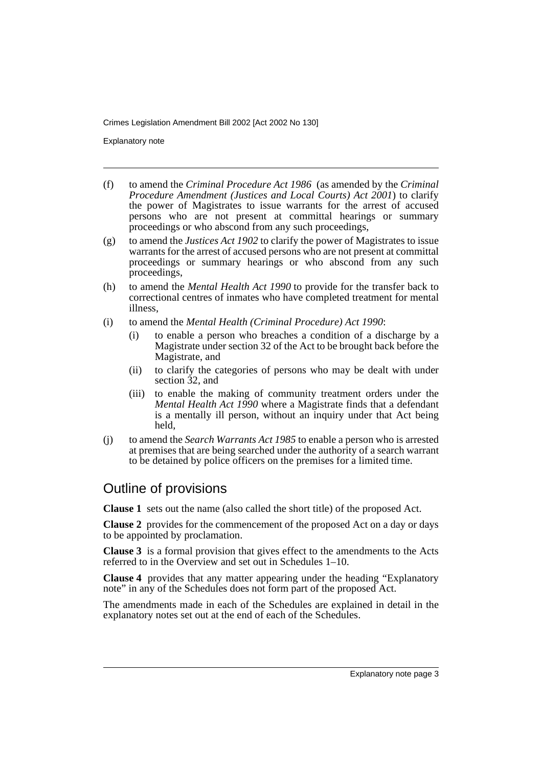(f) to amend the *Criminal Procedure Act 1986* (as amended by the *Criminal Procedure Amendment (Justices and Local Courts) Act 2001*) to clarify the power of Magistrates to issue warrants for the arrest of accused persons who are not present at committal hearings or summary proceedings or who abscond from any such proceedings,

(g) to amend the *Justices Act 1902* to clarify the power of Magistrates to issue warrants for the arrest of accused persons who are not present at committal proceedings or summary hearings or who abscond from any such proceedings,

(h) to amend the *Mental Health Act 1990* to provide for the transfer back to correctional centres of inmates who have completed treatment for mental illness,

(i) to amend the *Mental Health (Criminal Procedure) Act 1990*:

   (i) to enable a person who breaches a condition of a discharge by a Magistrate under section 32 of the Act to be brought back before the Magistrate, and

   (ii) to clarify the categories of persons who may be dealt with under section 32, and

   (iii) to enable the making of community treatment orders under the *Mental Health Act 1990* where a Magistrate finds that a defendant is a mentally ill person, without an inquiry under that Act being held,

(j) to amend the *Search Warrants Act 1985* to enable a person who is arrested at premises that are being searched under the authority of a search warrant to be detained by police officers on the premises for a limited time.

## Outline of provisions

**Clause 1** sets out the name (also called the short title) of the proposed Act.

**Clause 2** provides for the commencement of the proposed Act on a day or days to be appointed by proclamation.

**Clause 3** is a formal provision that gives effect to the amendments to the Acts referred to in the Overview and set out in Schedules 1–10.

**Clause 4** provides that any matter appearing under the heading "Explanatory note" in any of the Schedules does not form part of the proposed Act.

The amendments made in each of the Schedules are explained in detail in the explanatory notes set out at the end of each of the Schedules.